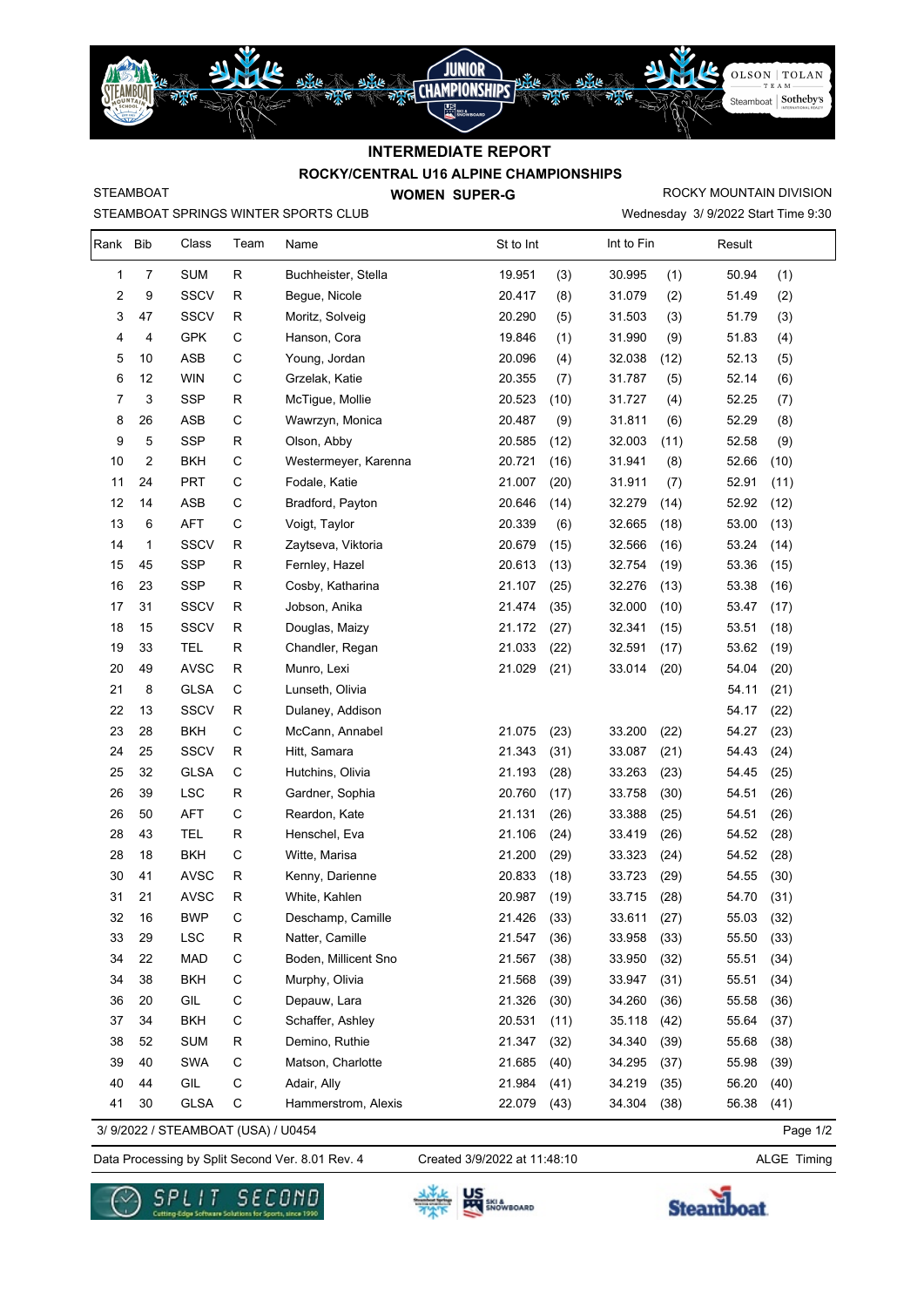# INTERMEDIATE REPORT

## ROCKY/CENTRAL U16 ALPINE CHAMPIONSHIPS

STEAMBOAT | **WOMEN SUPER-G** | ROCKY MOUNTAIN DIVISION

STEAMBOAT SPRINGS WINTER SPORTS CLUB | Wednesday 3/ 9/2022 Start Time 9:30

| Rank | Bib | Class | Team | Name | St to Int | | Int to Fin | | Result | |
|---|---|---|---|---|---|---|---|---|---|---|
| 1 | 7 | SUM | R | Buchheister, Stella | 19.951 | (3) | 30.995 | (1) | 50.94 | (1) |
| 2 | 9 | SSCV | R | Begue, Nicole | 20.417 | (8) | 31.079 | (2) | 51.49 | (2) |
| 3 | 47 | SSCV | R | Moritz, Solveig | 20.290 | (5) | 31.503 | (3) | 51.79 | (3) |
| 4 | 4 | GPK | C | Hanson, Cora | 19.846 | (1) | 31.990 | (9) | 51.83 | (4) |
| 5 | 10 | ASB | C | Young, Jordan | 20.096 | (4) | 32.038 | (12) | 52.13 | (5) |
| 6 | 12 | WIN | C | Grzelak, Katie | 20.355 | (7) | 31.787 | (5) | 52.14 | (6) |
| 7 | 3 | SSP | R | McTigue, Mollie | 20.523 | (10) | 31.727 | (4) | 52.25 | (7) |
| 8 | 26 | ASB | C | Wawrzyn, Monica | 20.487 | (9) | 31.811 | (6) | 52.29 | (8) |
| 9 | 5 | SSP | R | Olson, Abby | 20.585 | (12) | 32.003 | (11) | 52.58 | (9) |
| 10 | 2 | BKH | C | Westermeyer, Karenna | 20.721 | (16) | 31.941 | (8) | 52.66 | (10) |
| 11 | 24 | PRT | C | Fodale, Katie | 21.007 | (20) | 31.911 | (7) | 52.91 | (11) |
| 12 | 14 | ASB | C | Bradford, Payton | 20.646 | (14) | 32.279 | (14) | 52.92 | (12) |
| 13 | 6 | AFT | C | Voigt, Taylor | 20.339 | (6) | 32.665 | (18) | 53.00 | (13) |
| 14 | 1 | SSCV | R | Zaytseva, Viktoria | 20.679 | (15) | 32.566 | (16) | 53.24 | (14) |
| 15 | 45 | SSP | R | Fernley, Hazel | 20.613 | (13) | 32.754 | (19) | 53.36 | (15) |
| 16 | 23 | SSP | R | Cosby, Katharina | 21.107 | (25) | 32.276 | (13) | 53.38 | (16) |
| 17 | 31 | SSCV | R | Jobson, Anika | 21.474 | (35) | 32.000 | (10) | 53.47 | (17) |
| 18 | 15 | SSCV | R | Douglas, Maizy | 21.172 | (27) | 32.341 | (15) | 53.51 | (18) |
| 19 | 33 | TEL | R | Chandler, Regan | 21.033 | (22) | 32.591 | (17) | 53.62 | (19) |
| 20 | 49 | AVSC | R | Munro, Lexi | 21.029 | (21) | 33.014 | (20) | 54.04 | (20) |
| 21 | 8 | GLSA | C | Lunseth, Olivia | | | | | 54.11 | (21) |
| 22 | 13 | SSCV | R | Dulaney, Addison | | | | | 54.17 | (22) |
| 23 | 28 | BKH | C | McCann, Annabel | 21.075 | (23) | 33.200 | (22) | 54.27 | (23) |
| 24 | 25 | SSCV | R | Hitt, Samara | 21.343 | (31) | 33.087 | (21) | 54.43 | (24) |
| 25 | 32 | GLSA | C | Hutchins, Olivia | 21.193 | (28) | 33.263 | (23) | 54.45 | (25) |
| 26 | 39 | LSC | R | Gardner, Sophia | 20.760 | (17) | 33.758 | (30) | 54.51 | (26) |
| 26 | 50 | AFT | C | Reardon, Kate | 21.131 | (26) | 33.388 | (25) | 54.51 | (26) |
| 28 | 43 | TEL | R | Henschel, Eva | 21.106 | (24) | 33.419 | (26) | 54.52 | (28) |
| 28 | 18 | BKH | C | Witte, Marisa | 21.200 | (29) | 33.323 | (24) | 54.52 | (28) |
| 30 | 41 | AVSC | R | Kenny, Darienne | 20.833 | (18) | 33.723 | (29) | 54.55 | (30) |
| 31 | 21 | AVSC | R | White, Kahlen | 20.987 | (19) | 33.715 | (28) | 54.70 | (31) |
| 32 | 16 | BWP | C | Deschamp, Camille | 21.426 | (33) | 33.611 | (27) | 55.03 | (32) |
| 33 | 29 | LSC | R | Natter, Camille | 21.547 | (36) | 33.958 | (33) | 55.50 | (33) |
| 34 | 22 | MAD | C | Boden, Millicent Sno | 21.567 | (38) | 33.950 | (32) | 55.51 | (34) |
| 34 | 38 | BKH | C | Murphy, Olivia | 21.568 | (39) | 33.947 | (31) | 55.51 | (34) |
| 36 | 20 | GIL | C | Depauw, Lara | 21.326 | (30) | 34.260 | (36) | 55.58 | (36) |
| 37 | 34 | BKH | C | Schaffer, Ashley | 20.531 | (11) | 35.118 | (42) | 55.64 | (37) |
| 38 | 52 | SUM | R | Demino, Ruthie | 21.347 | (32) | 34.340 | (39) | 55.68 | (38) |
| 39 | 40 | SWA | C | Matson, Charlotte | 21.685 | (40) | 34.295 | (37) | 55.98 | (39) |
| 40 | 44 | GIL | C | Adair, Ally | 21.984 | (41) | 34.219 | (35) | 56.20 | (40) |
| 41 | 30 | GLSA | C | Hammerstrom, Alexis | 22.079 | (43) | 34.304 | (38) | 56.38 | (41) |

3/ 9/2022 / STEAMBOAT (USA) / U0454

Data Processing by Split Second Ver. 8.01 Rev. 4 | Created 3/9/2022 at 11:48:10 | ALGE Timing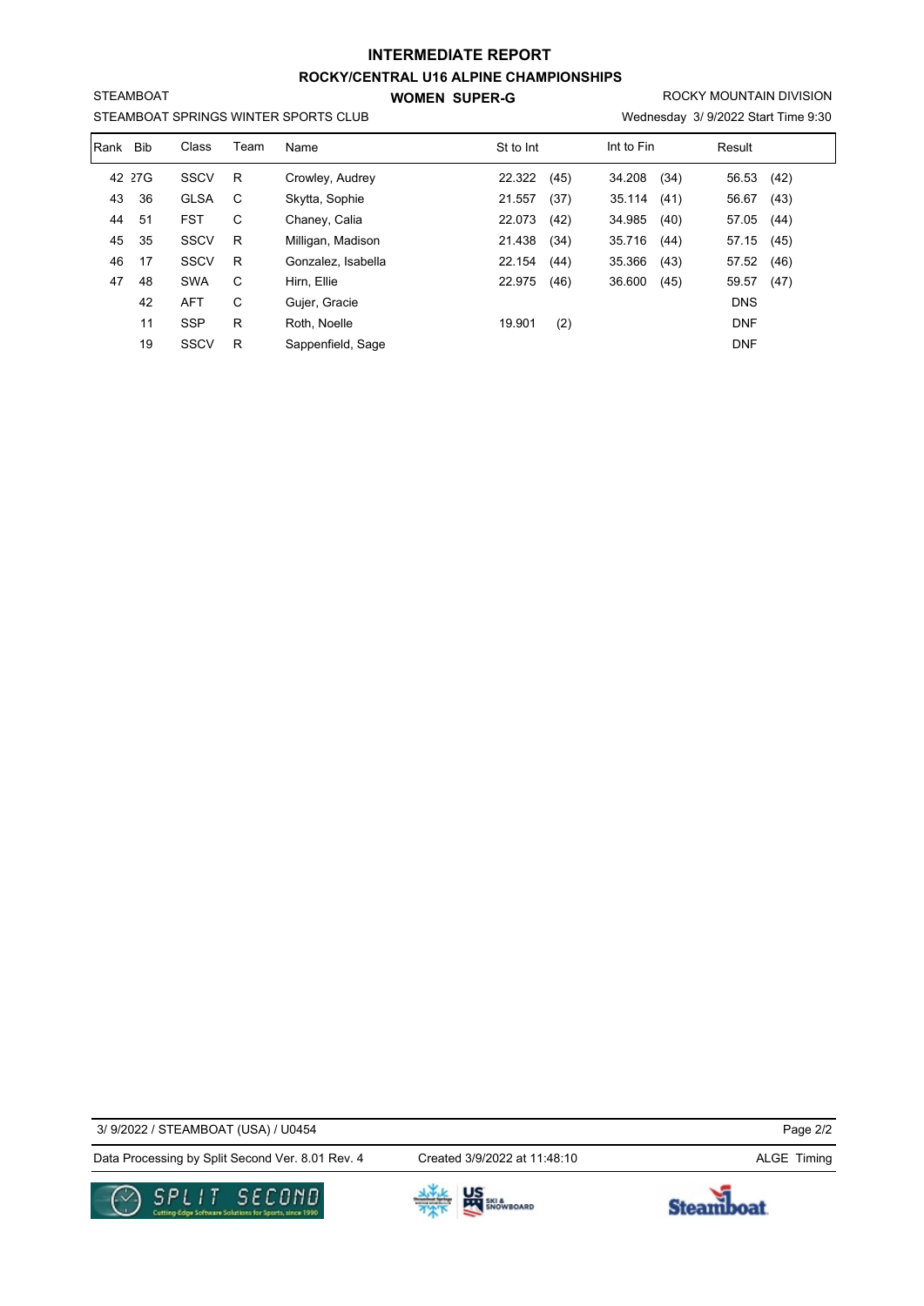# INTERMEDIATE REPORT

## ROCKY/CENTRAL U16 ALPINE CHAMPIONSHIPS

STEAMBOAT

**WOMEN SUPER-G**

ROCKY MOUNTAIN DIVISION

STEAMBOAT SPRINGS WINTER SPORTS CLUB

Wednesday 3/ 9/2022 Start Time 9:30

| Rank | Bib | Class | Team | Name | St to Int | | Int to Fin | | Result | |
|---|---|---|---|---|---|---|---|---|---|---|
| 42 | 27G | SSCV | R | Crowley, Audrey | 22.322 | (45) | 34.208 | (34) | 56.53 | (42) |
| 43 | 36 | GLSA | C | Skytta, Sophie | 21.557 | (37) | 35.114 | (41) | 56.67 | (43) |
| 44 | 51 | FST | C | Chaney, Calia | 22.073 | (42) | 34.985 | (40) | 57.05 | (44) |
| 45 | 35 | SSCV | R | Milligan, Madison | 21.438 | (34) | 35.716 | (44) | 57.15 | (45) |
| 46 | 17 | SSCV | R | Gonzalez, Isabella | 22.154 | (44) | 35.366 | (43) | 57.52 | (46) |
| 47 | 48 | SWA | C | Hirn, Ellie | 22.975 | (46) | 36.600 | (45) | 59.57 | (47) |
| | 42 | AFT | C | Gujer, Gracie | | | | | DNS | |
| | 11 | SSP | R | Roth, Noelle | 19.901 | (2) | | | DNF | |
| | 19 | SSCV | R | Sappenfield, Sage | | | | | DNF | |

3/ 9/2022 / STEAMBOAT (USA) / U0454

Data Processing by Split Second Ver. 8.01 Rev. 4 Created 3/9/2022 at 11:48:10 ALGE Timing